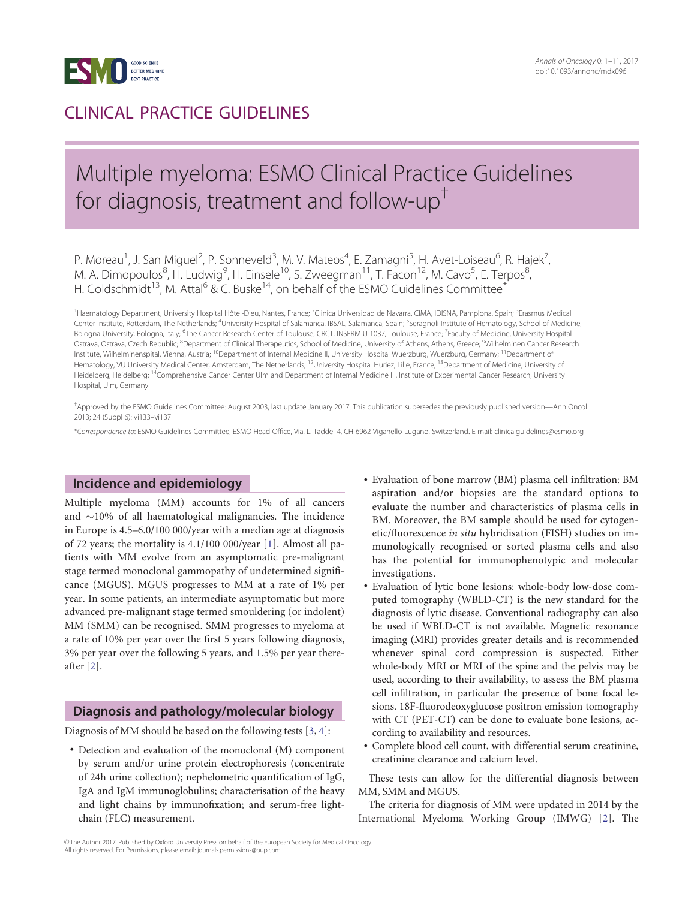CLINICAL PRACTICE GUIDELINES

# Multiple myeloma: ESMO Clinical Practice Guidelines for diagnosis, treatment and follow-up[†]

P. Moreau[1], J. San Miguel[2], P. Sonneveld[3], M. V. Mateos[4], E. Zamagni[5], H. Avet-Loiseau[6], R. Hajek[7], M. A. Dimopoulos[8], H. Ludwig[9], H. Einsele[10], S. Zweegman[11], T. Facon[12], M. Cavo[5], E. Terpos[8], H. Goldschmidt[13], M. Attal[6] & C. Buske[14], on behalf of the ESMO Guidelines Committee*

[1]Haematology Department, University Hospital Hôtel-Dieu, Nantes, France; [2]Clinica Universidad de Navarra, CIMA, IDISNA, Pamplona, Spain; [3]Erasmus Medical Center Institute, Rotterdam, The Netherlands; [4]University Hospital of Salamanca, IBSAL, Salamanca, Spain; [5]Seragnoli Institute of Hematology, School of Medicine, Bologna University, Bologna, Italy; [6]The Cancer Research Center of Toulouse, CRCT, INSERM U 1037, Toulouse, France; [7]Faculty of Medicine, University Hospital Ostrava, Ostrava, Czech Republic; [8]Department of Clinical Therapeutics, School of Medicine, University of Athens, Athens, Greece; [9]Wilhelminen Cancer Research Institute, Wilhelminenspital, Vienna, Austria; [10]Department of Internal Medicine II, University Hospital Wuerzburg, Wuerzburg, Germany; [11]Department of Hematology, VU University Medical Center, Amsterdam, The Netherlands; [12]University Hospital Huriez, Lille, France; [13]Department of Medicine, University of Heidelberg, Heidelberg; [14]Comprehensive Cancer Center Ulm and Department of Internal Medicine III, Institute of Experimental Cancer Research, University Hospital, Ulm, Germany

[†]Approved by the ESMO Guidelines Committee: August 2003, last update January 2017. This publication supersedes the previously published version—Ann Oncol 2013; 24 (Suppl 6): vi133–vi137.

*_Correspondence to_: ESMO Guidelines Committee, ESMO Head Office, Via, L. Taddei 4, CH-6962 Viganello-Lugano, Switzerland. E-mail: clinicalguidelines@esmo.org

## Incidence and epidemiology

Multiple myeloma (MM) accounts for 1% of all cancers and ~10% of all haematological malignancies. The incidence in Europe is 4.5–6.0/100 000/year with a median age at diagnosis of 72 years; the mortality is 4.1/100 000/year [1]. Almost all patients with MM evolve from an asymptomatic pre-malignant stage termed monoclonal gammopathy of undetermined significance (MGUS). MGUS progresses to MM at a rate of 1% per year. In some patients, an intermediate asymptomatic but more advanced pre-malignant stage termed smouldering (or indolent) MM (SMM) can be recognised. SMM progresses to myeloma at a rate of 10% per year over the first 5 years following diagnosis, 3% per year over the following 5 years, and 1.5% per year thereafter [2].

## Diagnosis and pathology/molecular biology

Diagnosis of MM should be based on the following tests [3, 4]:

- Detection and evaluation of the monoclonal (M) component by serum and/or urine protein electrophoresis (concentrate of 24h urine collection); nephelometric quantification of IgG, IgA and IgM immunoglobulins; characterisation of the heavy and light chains by immunofixation; and serum-free light-chain (FLC) measurement.
- Evaluation of bone marrow (BM) plasma cell infiltration: BM aspiration and/or biopsies are the standard options to evaluate the number and characteristics of plasma cells in BM. Moreover, the BM sample should be used for cytogenetic/fluorescence *in situ* hybridisation (FISH) studies on immunologically recognised or sorted plasma cells and also has the potential for immunophenotypic and molecular investigations.
- Evaluation of lytic bone lesions: whole-body low-dose computed tomography (WBLD-CT) is the new standard for the diagnosis of lytic disease. Conventional radiography can also be used if WBLD-CT is not available. Magnetic resonance imaging (MRI) provides greater details and is recommended whenever spinal cord compression is suspected. Either whole-body MRI or MRI of the spine and the pelvis may be used, according to their availability, to assess the BM plasma cell infiltration, in particular the presence of bone focal lesions. 18F-fluorodeoxyglucose positron emission tomography with CT (PET-CT) can be done to evaluate bone lesions, according to availability and resources.
- Complete blood cell count, with differential serum creatinine, creatinine clearance and calcium level.

These tests can allow for the differential diagnosis between MM, SMM and MGUS.

The criteria for diagnosis of MM were updated in 2014 by the International Myeloma Working Group (IMWG) [2]. The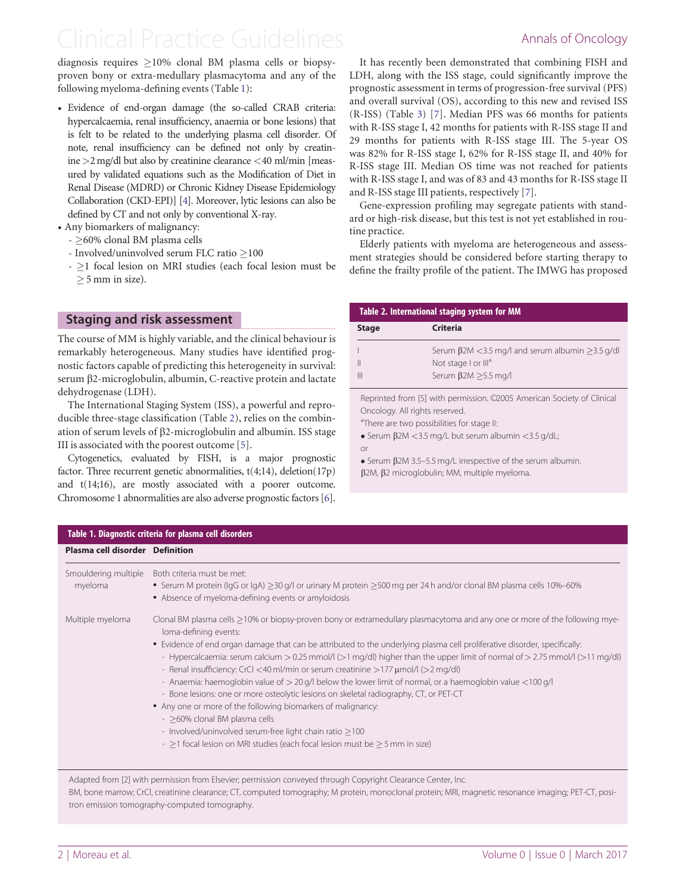diagnosis requires ≥10% clonal BM plasma cells or biopsy-proven bony or extra-medullary plasmacytoma and any of the following myeloma-defining events (Table 1):

- Evidence of end-organ damage (the so-called CRAB criteria: hypercalcaemia, renal insufficiency, anaemia or bone lesions) that is felt to be related to the underlying plasma cell disorder. Of note, renal insufficiency can be defined not only by creatinine >2 mg/dl but also by creatinine clearance <40 ml/min [measured by validated equations such as the Modification of Diet in Renal Disease (MDRD) or Chronic Kidney Disease Epidemiology Collaboration (CKD-EPI)] [4]. Moreover, lytic lesions can also be defined by CT and not only by conventional X-ray.
- Any biomarkers of malignancy:
  - ≥60% clonal BM plasma cells
  - Involved/uninvolved serum FLC ratio ≥100
  - ≥1 focal lesion on MRI studies (each focal lesion must be ≥5 mm in size).

## Staging and risk assessment

The course of MM is highly variable, and the clinical behaviour is remarkably heterogeneous. Many studies have identified prognostic factors capable of predicting this heterogeneity in survival: serum β2-microglobulin, albumin, C-reactive protein and lactate dehydrogenase (LDH).

The International Staging System (ISS), a powerful and reproducible three-stage classification (Table 2), relies on the combination of serum levels of β2-microglobulin and albumin. ISS stage III is associated with the poorest outcome [5].

Cytogenetics, evaluated by FISH, is a major prognostic factor. Three recurrent genetic abnormalities, t(4;14), deletion(17p) and t(14;16), are mostly associated with a poorer outcome. Chromosome 1 abnormalities are also adverse prognostic factors [6].

It has recently been demonstrated that combining FISH and LDH, along with the ISS stage, could significantly improve the prognostic assessment in terms of progression-free survival (PFS) and overall survival (OS), according to this new and revised ISS (R-ISS) (Table 3) [7]. Median PFS was 66 months for patients with R-ISS stage I, 42 months for patients with R-ISS stage II and 29 months for patients with R-ISS stage III. The 5-year OS was 82% for R-ISS stage I, 62% for R-ISS stage II, and 40% for R-ISS stage III. Median OS time was not reached for patients with R-ISS stage I, and was of 83 and 43 months for R-ISS stage II and R-ISS stage III patients, respectively [7].

Gene-expression profiling may segregate patients with standard or high-risk disease, but this test is not yet established in routine practice.

Elderly patients with myeloma are heterogeneous and assessment strategies should be considered before starting therapy to define the frailty profile of the patient. The IMWG has proposed

**Table 2. International staging system for MM**

| Stage | Criteria |
|---|---|
| I | Serum β2M <3.5 mg/l and serum albumin ≥3.5 g/dl |
| II | Not stage I or III[a] |
| III | Serum β2M ≥5.5 mg/l |

Reprinted from [5] with permission. ©2005 American Society of Clinical Oncology. All rights reserved.

[a]There are two possibilities for stage II:
- Serum β2M <3.5 mg/L but serum albumin <3.5 g/dL;

or

- Serum β2M 3.5–5.5 mg/L irrespective of the serum albumin.

β2M, β2 microglobulin; MM, multiple myeloma.

**Table 1. Diagnostic criteria for plasma cell disorders**

| Plasma cell disorder | Definition |
|---|---|
| Smouldering multiple myeloma | Both criteria must be met:<br>• Serum M protein (IgG or IgA) ≥30 g/l or urinary M protein ≥500 mg per 24 h and/or clonal BM plasma cells 10%–60%<br>• Absence of myeloma-defining events or amyloidosis |
| Multiple myeloma | Clonal BM plasma cells ≥10% or biopsy-proven bony or extramedullary plasmacytoma and any one or more of the following myeloma-defining events:<br>• Evidence of end organ damage that can be attributed to the underlying plasma cell proliferative disorder, specifically:<br>- Hypercalcaemia: serum calcium > 0.25 mmol/l (>1 mg/dl) higher than the upper limit of normal of > 2.75 mmol/l (>11 mg/dl)<br>- Renal insufficiency: CrCl <40 ml/min or serum creatinine >177 μmol/l (>2 mg/dl)<br>- Anaemia: haemoglobin value of > 20 g/l below the lower limit of normal, or a haemoglobin value <100 g/l<br>- Bone lesions: one or more osteolytic lesions on skeletal radiography, CT, or PET-CT<br>• Any one or more of the following biomarkers of malignancy:<br>- ≥60% clonal BM plasma cells<br>- Involved/uninvolved serum-free light chain ratio ≥100<br>- ≥1 focal lesion on MRI studies (each focal lesion must be ≥ 5 mm in size) |

Adapted from [2] with permission from Elsevier; permission conveyed through Copyright Clearance Center, Inc.

BM, bone marrow; CrCl, creatinine clearance; CT, computed tomography; M protein, monoclonal protein; MRI, magnetic resonance imaging; PET-CT, positron emission tomography-computed tomography.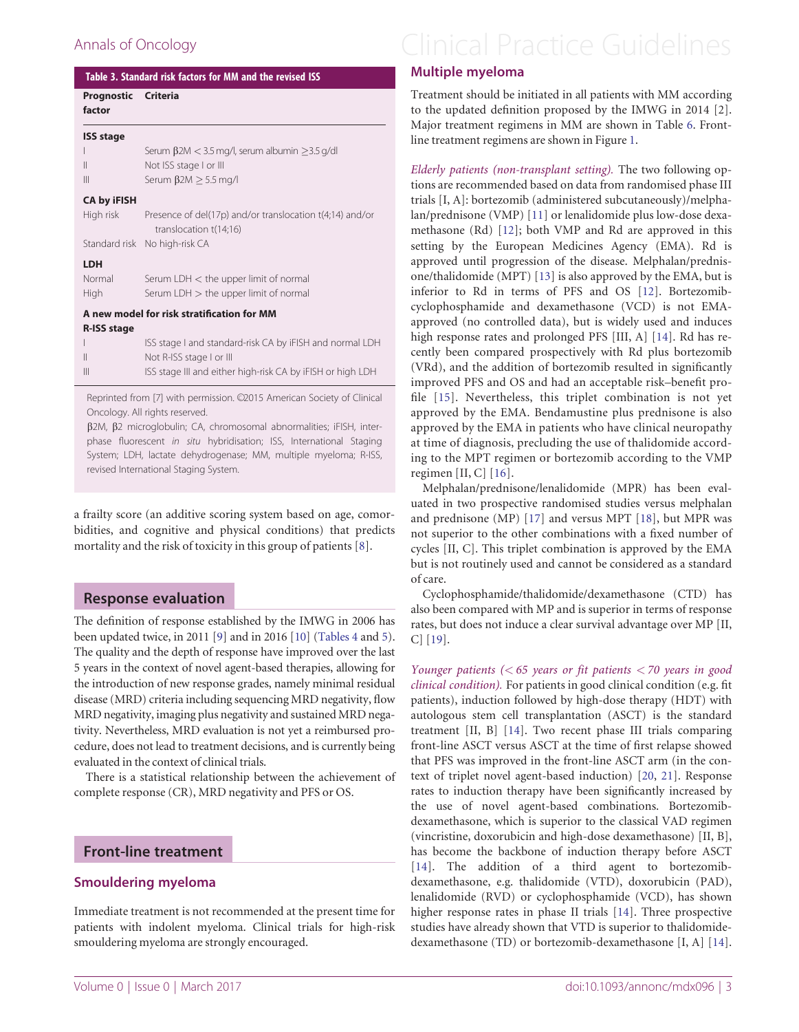**Table 3. Standard risk factors for MM and the revised ISS**

| Prognostic factor | Criteria |
|---|---|
| **ISS stage** | |
| I | Serum β2M < 3.5 mg/l, serum albumin ≥3.5 g/dl |
| II | Not ISS stage I or III |
| III | Serum β2M ≥ 5.5 mg/l |
| **CA by iFISH** | |
| High risk | Presence of del(17p) and/or translocation t(4;14) and/or translocation t(14;16) |
| Standard risk | No high-risk CA |
| **LDH** | |
| Normal | Serum LDH < the upper limit of normal |
| High | Serum LDH > the upper limit of normal |
| **A new model for risk stratification for MM** | |
| **R-ISS stage** | |
| I | ISS stage I and standard-risk CA by iFISH and normal LDH |
| II | Not R-ISS stage I or III |
| III | ISS stage III and either high-risk CA by iFISH or high LDH |

Reprinted from [7] with permission. ©2015 American Society of Clinical Oncology. All rights reserved.

β2M, β2 microglobulin; CA, chromosomal abnormalities; iFISH, interphase fluorescent *in situ* hybridisation; ISS, International Staging System; LDH, lactate dehydrogenase; MM, multiple myeloma; R-ISS, revised International Staging System.

a frailty score (an additive scoring system based on age, comorbidities, and cognitive and physical conditions) that predicts mortality and the risk of toxicity in this group of patients [8].

## Response evaluation

The definition of response established by the IMWG in 2006 has been updated twice, in 2011 [9] and in 2016 [10] (Tables 4 and 5). The quality and the depth of response have improved over the last 5 years in the context of novel agent-based therapies, allowing for the introduction of new response grades, namely minimal residual disease (MRD) criteria including sequencing MRD negativity, flow MRD negativity, imaging plus negativity and sustained MRD negativity. Nevertheless, MRD evaluation is not yet a reimbursed procedure, does not lead to treatment decisions, and is currently being evaluated in the context of clinical trials.

There is a statistical relationship between the achievement of complete response (CR), MRD negativity and PFS or OS.

## Front-line treatment

### Smouldering myeloma

Immediate treatment is not recommended at the present time for patients with indolent myeloma. Clinical trials for high-risk smouldering myeloma are strongly encouraged.

### Multiple myeloma

Treatment should be initiated in all patients with MM according to the updated definition proposed by the IMWG in 2014 [2]. Major treatment regimens in MM are shown in Table 6. Front-line treatment regimens are shown in Figure 1.

*Elderly patients (non-transplant setting).* The two following options are recommended based on data from randomised phase III trials [I, A]: bortezomib (administered subcutaneously)/melphalan/prednisone (VMP) [11] or lenalidomide plus low-dose dexamethasone (Rd) [12]; both VMP and Rd are approved in this setting by the European Medicines Agency (EMA). Rd is approved until progression of the disease. Melphalan/prednisone/thalidomide (MPT) [13] is also approved by the EMA, but is inferior to Rd in terms of PFS and OS [12]. Bortezomib-cyclophosphamide and dexamethasone (VCD) is not EMA-approved (no controlled data), but is widely used and induces high response rates and prolonged PFS [III, A] [14]. Rd has recently been compared prospectively with Rd plus bortezomib (VRd), and the addition of bortezomib resulted in significantly improved PFS and OS and had an acceptable risk–benefit profile [15]. Nevertheless, this triplet combination is not yet approved by the EMA. Bendamustine plus prednisone is also approved by the EMA in patients who have clinical neuropathy at time of diagnosis, precluding the use of thalidomide according to the MPT regimen or bortezomib according to the VMP regimen [II, C] [16].

Melphalan/prednisone/lenalidomide (MPR) has been evaluated in two prospective randomised studies versus melphalan and prednisone (MP) [17] and versus MPT [18], but MPR was not superior to the other combinations with a fixed number of cycles [II, C]. This triplet combination is approved by the EMA but is not routinely used and cannot be considered as a standard of care.

Cyclophosphamide/thalidomide/dexamethasone (CTD) has also been compared with MP and is superior in terms of response rates, but does not induce a clear survival advantage over MP [II, C] [19].

*Younger patients (< 65 years or fit patients < 70 years in good clinical condition).* For patients in good clinical condition (e.g. fit patients), induction followed by high-dose therapy (HDT) with autologous stem cell transplantation (ASCT) is the standard treatment [II, B] [14]. Two recent phase III trials comparing front-line ASCT versus ASCT at the time of first relapse showed that PFS was improved in the front-line ASCT arm (in the context of triplet novel agent-based induction) [20, 21]. Response rates to induction therapy have been significantly increased by the use of novel agent-based combinations. Bortezomib-dexamethasone, which is superior to the classical VAD regimen (vincristine, doxorubicin and high-dose dexamethasone) [II, B], has become the backbone of induction therapy before ASCT [14]. The addition of a third agent to bortezomib-dexamethasone, e.g. thalidomide (VTD), doxorubicin (PAD), lenalidomide (RVD) or cyclophosphamide (VCD), has shown higher response rates in phase II trials [14]. Three prospective studies have already shown that VTD is superior to thalidomide-dexamethasone (TD) or bortezomib-dexamethasone [I, A] [14].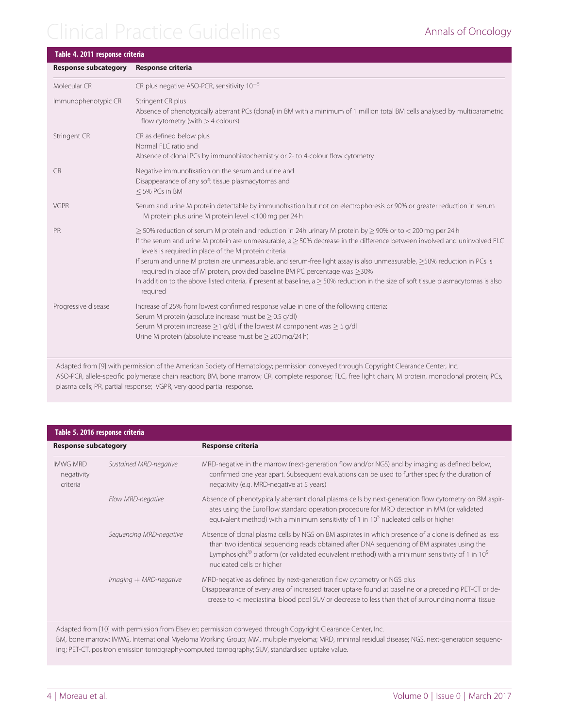**Table 4. 2011 response criteria**

| Response subcategory | Response criteria |
|---|---|
| Molecular CR | CR plus negative ASO-PCR, sensitivity $10^{-5}$ |
| Immunophenotypic CR | Stringent CR plus<br>Absence of phenotypically aberrant PCs (clonal) in BM with a minimum of 1 million total BM cells analysed by multiparametric flow cytometry (with > 4 colours) |
| Stringent CR | CR as defined below plus<br>Normal FLC ratio and<br>Absence of clonal PCs by immunohistochemistry or 2- to 4-colour flow cytometry |
| CR | Negative immunofixation on the serum and urine and<br>Disappearance of any soft tissue plasmacytomas and<br>≤ 5% PCs in BM |
| VGPR | Serum and urine M protein detectable by immunofixation but not on electrophoresis or 90% or greater reduction in serum M protein plus urine M protein level <100 mg per 24 h |
| PR | ≥ 50% reduction of serum M protein and reduction in 24h urinary M protein by ≥ 90% or to < 200 mg per 24 h<br>If the serum and urine M protein are unmeasurable, a ≥ 50% decrease in the difference between involved and uninvolved FLC levels is required in place of the M protein criteria<br>If serum and urine M protein are unmeasurable, and serum-free light assay is also unmeasurable, ≥50% reduction in PCs is required in place of M protein, provided baseline BM PC percentage was ≥30%<br>In addition to the above listed criteria, if present at baseline, a ≥ 50% reduction in the size of soft tissue plasmacytomas is also required |
| Progressive disease | Increase of 25% from lowest confirmed response value in one of the following criteria:<br>Serum M protein (absolute increase must be ≥ 0.5 g/dl)<br>Serum M protein increase ≥1 g/dl, if the lowest M component was ≥ 5 g/dl<br>Urine M protein (absolute increase must be ≥ 200 mg/24 h) |

Adapted from [9] with permission of the American Society of Hematology; permission conveyed through Copyright Clearance Center, Inc.
ASO-PCR, allele-specific polymerase chain reaction; BM, bone marrow; CR, complete response; FLC, free light chain; M protein, monoclonal protein; PCs, plasma cells; PR, partial response; VGPR, very good partial response.

**Table 5. 2016 response criteria**

| Response subcategory | | Response criteria |
|---|---|---|
| IMWG MRD negativity criteria | *Sustained MRD-negative* | MRD-negative in the marrow (next-generation flow and/or NGS) and by imaging as defined below, confirmed one year apart. Subsequent evaluations can be used to further specify the duration of negativity (e.g. MRD-negative at 5 years) |
| | *Flow MRD-negative* | Absence of phenotypically aberrant clonal plasma cells by next-generation flow cytometry on BM aspirates using the EuroFlow standard operation procedure for MRD detection in MM (or validated equivalent method) with a minimum sensitivity of 1 in $10^5$ nucleated cells or higher |
| | *Sequencing MRD-negative* | Absence of clonal plasma cells by NGS on BM aspirates in which presence of a clone is defined as less than two identical sequencing reads obtained after DNA sequencing of BM aspirates using the Lymphosight® platform (or validated equivalent method) with a minimum sensitivity of 1 in $10^5$ nucleated cells or higher |
| | *Imaging + MRD-negative* | MRD-negative as defined by next-generation flow cytometry or NGS plus<br>Disappearance of every area of increased tracer uptake found at baseline or a preceding PET-CT or decrease to < mediastinal blood pool SUV or decrease to less than that of surrounding normal tissue |

Adapted from [10] with permission from Elsevier; permission conveyed through Copyright Clearance Center, Inc.
BM, bone marrow; IMWG, International Myeloma Working Group; MM, multiple myeloma; MRD, minimal residual disease; NGS, next-generation sequencing; PET-CT, positron emission tomography-computed tomography; SUV, standardised uptake value.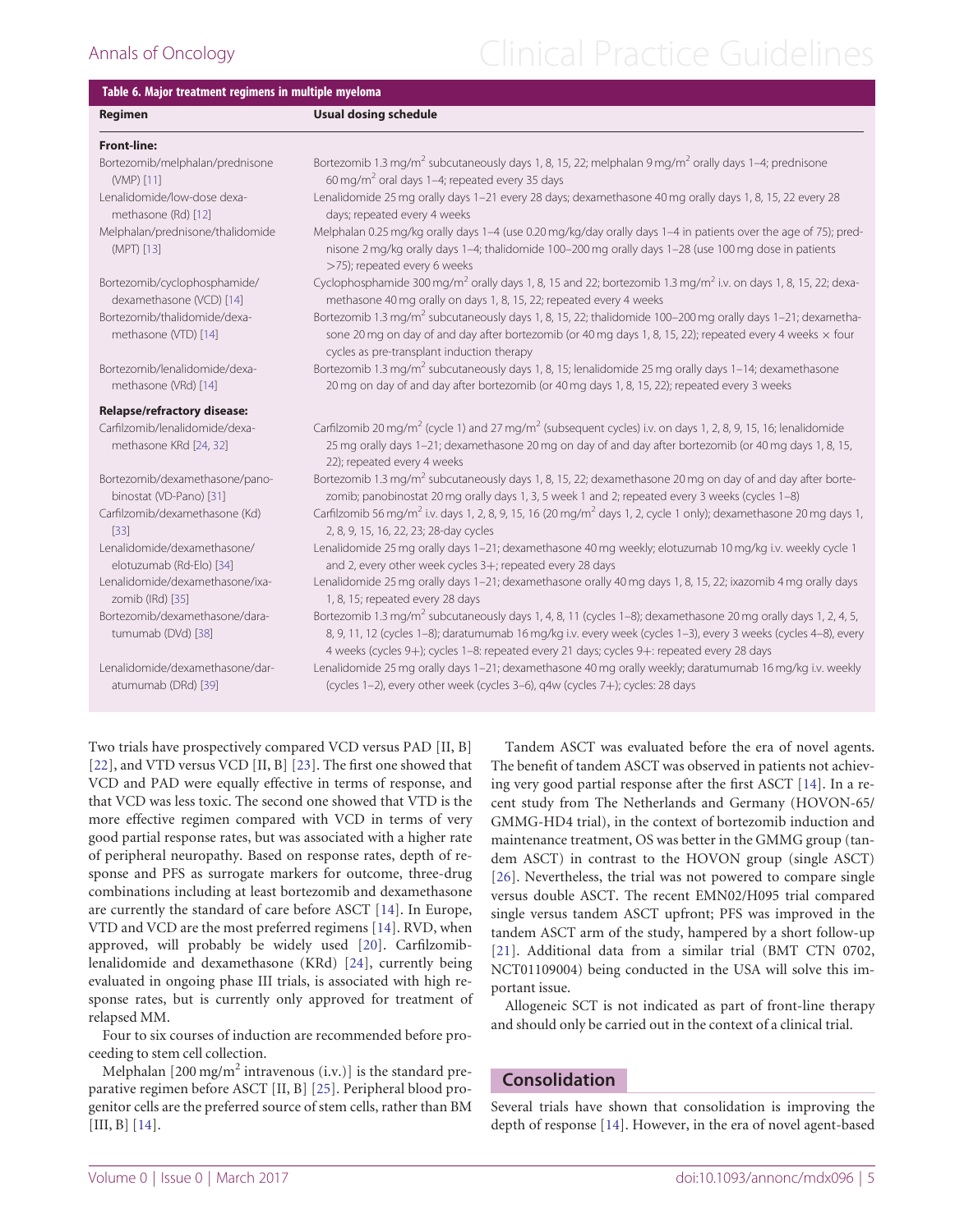**Table 6. Major treatment regimens in multiple myeloma**

| Regimen | Usual dosing schedule |
|---|---|
| **Front-line:** | |
| Bortezomib/melphalan/prednisone (VMP) [11] | Bortezomib 1.3 mg/m$^2$ subcutaneously days 1, 8, 15, 22; melphalan 9 mg/m$^2$ orally days 1–4; prednisone 60 mg/m$^2$ oral days 1–4; repeated every 35 days |
| Lenalidomide/low-dose dexamethasone (Rd) [12] | Lenalidomide 25 mg orally days 1–21 every 28 days; dexamethasone 40 mg orally days 1, 8, 15, 22 every 28 days; repeated every 4 weeks |
| Melphalan/prednisone/thalidomide (MPT) [13] | Melphalan 0.25 mg/kg orally days 1–4 (use 0.20 mg/kg/day orally days 1–4 in patients over the age of 75); prednisone 2 mg/kg orally days 1–4; thalidomide 100–200 mg orally days 1–28 (use 100 mg dose in patients >75); repeated every 6 weeks |
| Bortezomib/cyclophosphamide/dexamethasone (VCD) [14] | Cyclophosphamide 300 mg/m$^2$ orally days 1, 8, 15 and 22; bortezomib 1.3 mg/m$^2$ i.v. on days 1, 8, 15, 22; dexamethasone 40 mg orally on days 1, 8, 15, 22; repeated every 4 weeks |
| Bortezomib/thalidomide/dexamethasone (VTD) [14] | Bortezomib 1.3 mg/m$^2$ subcutaneously days 1, 8, 15, 22; thalidomide 100–200 mg orally days 1–21; dexamethasone 20 mg on day of and day after bortezomib (or 40 mg days 1, 8, 15, 22); repeated every 4 weeks × four cycles as pre-transplant induction therapy |
| Bortezomib/lenalidomide/dexamethasone (VRd) [14] | Bortezomib 1.3 mg/m$^2$ subcutaneously days 1, 8, 15; lenalidomide 25 mg orally days 1–14; dexamethasone 20 mg on day of and day after bortezomib (or 40 mg days 1, 8, 15, 22); repeated every 3 weeks |
| **Relapse/refractory disease:** | |
| Carfilzomib/lenalidomide/dexamethasone KRd [24, 32] | Carfilzomib 20 mg/m$^2$ (cycle 1) and 27 mg/m$^2$ (subsequent cycles) i.v. on days 1, 2, 8, 9, 15, 16; lenalidomide 25 mg orally days 1–21; dexamethasone 20 mg on day of and day after bortezomib (or 40 mg days 1, 8, 15, 22); repeated every 4 weeks |
| Bortezomib/dexamethasone/panobinostat (VD-Pano) [31] | Bortezomib 1.3 mg/m$^2$ subcutaneously days 1, 8, 15, 22; dexamethasone 20 mg on day of and day after bortezomib; panobinostat 20 mg orally days 1, 3, 5 week 1 and 2; repeated every 3 weeks (cycles 1–8) |
| Carfilzomib/dexamethasone (Kd) [33] | Carfilzomib 56 mg/m$^2$ i.v. days 1, 2, 8, 9, 15, 16 (20 mg/m$^2$ days 1, 2, cycle 1 only); dexamethasone 20 mg days 1, 2, 8, 9, 15, 16, 22, 23; 28-day cycles |
| Lenalidomide/dexamethasone/elotuzumab (Rd-Elo) [34] | Lenalidomide 25 mg orally days 1–21; dexamethasone 40 mg weekly; elotuzumab 10 mg/kg i.v. weekly cycle 1 and 2, every other week cycles 3+; repeated every 28 days |
| Lenalidomide/dexamethasone/ixazomib (IRd) [35] | Lenalidomide 25 mg orally days 1–21; dexamethasone orally 40 mg days 1, 8, 15, 22; ixazomib 4 mg orally days 1, 8, 15; repeated every 28 days |
| Bortezomib/dexamethasone/daratumumab (DVd) [38] | Bortezomib 1.3 mg/m$^2$ subcutaneously days 1, 4, 8, 11 (cycles 1–8); dexamethasone 20 mg orally days 1, 2, 4, 5, 8, 9, 11, 12 (cycles 1–8); daratumumab 16 mg/kg i.v. every week (cycles 1–3), every 3 weeks (cycles 4–8), every 4 weeks (cycles 9+); cycles 1–8: repeated every 21 days; cycles 9+: repeated every 28 days |
| Lenalidomide/dexamethasone/daratumumab (DRd) [39] | Lenalidomide 25 mg orally days 1–21; dexamethasone 40 mg orally weekly; daratumumab 16 mg/kg i.v. weekly (cycles 1–2), every other week (cycles 3–6), q4w (cycles 7+); cycles: 28 days |

Two trials have prospectively compared VCD versus PAD [II, B] [22], and VTD versus VCD [II, B] [23]. The first one showed that VCD and PAD were equally effective in terms of response, and that VCD was less toxic. The second one showed that VTD is the more effective regimen compared with VCD in terms of very good partial response rates, but was associated with a higher rate of peripheral neuropathy. Based on response rates, depth of response and PFS as surrogate markers for outcome, three-drug combinations including at least bortezomib and dexamethasone are currently the standard of care before ASCT [14]. In Europe, VTD and VCD are the most preferred regimens [14]. RVD, when approved, will probably be widely used [20]. Carfilzomib-lenalidomide and dexamethasone (KRd) [24], currently being evaluated in ongoing phase III trials, is associated with high response rates, but is currently only approved for treatment of relapsed MM.

Four to six courses of induction are recommended before proceeding to stem cell collection.

Melphalan [200 mg/m$^2$ intravenous (i.v.)] is the standard preparative regimen before ASCT [II, B] [25]. Peripheral blood progenitor cells are the preferred source of stem cells, rather than BM [III, B] [14].

Tandem ASCT was evaluated before the era of novel agents. The benefit of tandem ASCT was observed in patients not achieving very good partial response after the first ASCT [14]. In a recent study from The Netherlands and Germany (HOVON-65/GMMG-HD4 trial), in the context of bortezomib induction and maintenance treatment, OS was better in the GMMG group (tandem ASCT) in contrast to the HOVON group (single ASCT) [26]. Nevertheless, the trial was not powered to compare single versus double ASCT. The recent EMN02/H095 trial compared single versus tandem ASCT upfront; PFS was improved in the tandem ASCT arm of the study, hampered by a short follow-up [21]. Additional data from a similar trial (BMT CTN 0702, NCT01109004) being conducted in the USA will solve this important issue.

Allogeneic SCT is not indicated as part of front-line therapy and should only be carried out in the context of a clinical trial.

## Consolidation

Several trials have shown that consolidation is improving the depth of response [14]. However, in the era of novel agent-based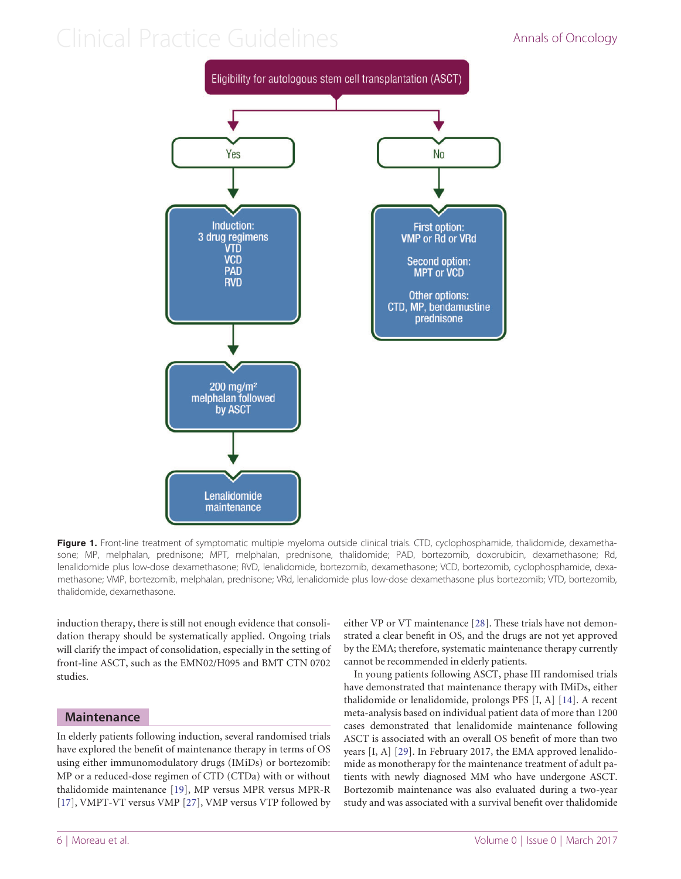Eligibility for autologous stem cell transplantation (ASCT)

- **Yes**
  - Induction: 3 drug regimens VTD VCD PAD RVD
  - 200 mg/m² melphalan followed by ASCT
  - Lenalidomide maintenance
- **No**
  - First option: VMP or Rd or VRd
  - Second option: MPT or VCD
  - Other options: CTD, MP, bendamustine prednisone

**Figure 1.** Front-line treatment of symptomatic multiple myeloma outside clinical trials. CTD, cyclophosphamide, thalidomide, dexamethasone; MP, melphalan, prednisone; MPT, melphalan, prednisone, thalidomide; PAD, bortezomib, doxorubicin, dexamethasone; Rd, lenalidomide plus low-dose dexamethasone; RVD, lenalidomide, bortezomib, dexamethasone; VCD, bortezomib, cyclophosphamide, dexamethasone; VMP, bortezomib, melphalan, prednisone; VRd, lenalidomide plus low-dose dexamethasone plus bortezomib; VTD, bortezomib, thalidomide, dexamethasone.

induction therapy, there is still not enough evidence that consolidation therapy should be systematically applied. Ongoing trials will clarify the impact of consolidation, especially in the setting of front-line ASCT, such as the EMN02/H095 and BMT CTN 0702 studies.

## Maintenance

In elderly patients following induction, several randomised trials have explored the benefit of maintenance therapy in terms of OS using either immunomodulatory drugs (IMiDs) or bortezomib: MP or a reduced-dose regimen of CTD (CTDa) with or without thalidomide maintenance [19], MP versus MPR versus MPR-R [17], VMPT-VT versus VMP [27], VMP versus VTP followed by either VP or VT maintenance [28]. These trials have not demonstrated a clear benefit in OS, and the drugs are not yet approved by the EMA; therefore, systematic maintenance therapy currently cannot be recommended in elderly patients.

In young patients following ASCT, phase III randomised trials have demonstrated that maintenance therapy with IMiDs, either thalidomide or lenalidomide, prolongs PFS [I, A] [14]. A recent meta-analysis based on individual patient data of more than 1200 cases demonstrated that lenalidomide maintenance following ASCT is associated with an overall OS benefit of more than two years [I, A] [29]. In February 2017, the EMA approved lenalidomide as monotherapy for the maintenance treatment of adult patients with newly diagnosed MM who have undergone ASCT. Bortezomib maintenance was also evaluated during a two-year study and was associated with a survival benefit over thalidomide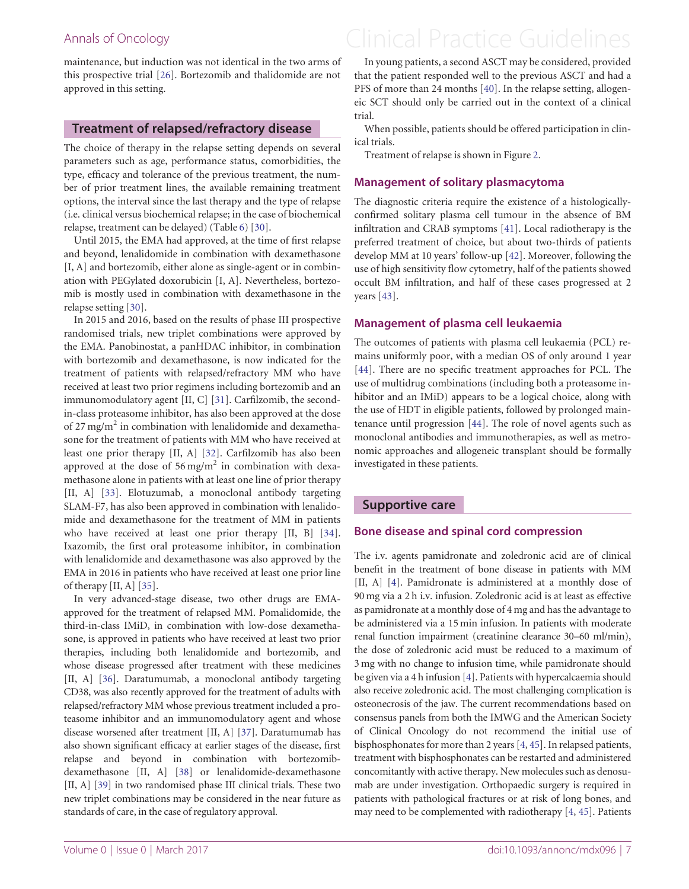maintenance, but induction was not identical in the two arms of this prospective trial [26]. Bortezomib and thalidomide are not approved in this setting.

## Treatment of relapsed/refractory disease

The choice of therapy in the relapse setting depends on several parameters such as age, performance status, comorbidities, the type, efficacy and tolerance of the previous treatment, the number of prior treatment lines, the available remaining treatment options, the interval since the last therapy and the type of relapse (i.e. clinical versus biochemical relapse; in the case of biochemical relapse, treatment can be delayed) (Table 6) [30].

Until 2015, the EMA had approved, at the time of first relapse and beyond, lenalidomide in combination with dexamethasone [I, A] and bortezomib, either alone as single-agent or in combination with PEGylated doxorubicin [I, A]. Nevertheless, bortezomib is mostly used in combination with dexamethasone in the relapse setting [30].

In 2015 and 2016, based on the results of phase III prospective randomised trials, new triplet combinations were approved by the EMA. Panobinostat, a panHDAC inhibitor, in combination with bortezomib and dexamethasone, is now indicated for the treatment of patients with relapsed/refractory MM who have received at least two prior regimens including bortezomib and an immunomodulatory agent [II, C] [31]. Carfilzomib, the second-in-class proteasome inhibitor, has also been approved at the dose of 27 mg/m$^2$ in combination with lenalidomide and dexamethasone for the treatment of patients with MM who have received at least one prior therapy [II, A] [32]. Carfilzomib has also been approved at the dose of 56 mg/m$^2$ in combination with dexamethasone alone in patients with at least one line of prior therapy [II, A] [33]. Elotuzumab, a monoclonal antibody targeting SLAM-F7, has also been approved in combination with lenalidomide and dexamethasone for the treatment of MM in patients who have received at least one prior therapy [II, B] [34]. Ixazomib, the first oral proteasome inhibitor, in combination with lenalidomide and dexamethasone was also approved by the EMA in 2016 in patients who have received at least one prior line of therapy [II, A] [35].

In very advanced-stage disease, two other drugs are EMA-approved for the treatment of relapsed MM. Pomalidomide, the third-in-class IMiD, in combination with low-dose dexamethasone, is approved in patients who have received at least two prior therapies, including both lenalidomide and bortezomib, and whose disease progressed after treatment with these medicines [II, A] [36]. Daratumumab, a monoclonal antibody targeting CD38, was also recently approved for the treatment of adults with relapsed/refractory MM whose previous treatment included a proteasome inhibitor and an immunomodulatory agent and whose disease worsened after treatment [II, A] [37]. Daratumumab has also shown significant efficacy at earlier stages of the disease, first relapse and beyond in combination with bortezomib-dexamethasone [II, A] [38] or lenalidomide-dexamethasone [II, A] [39] in two randomised phase III clinical trials. These two new triplet combinations may be considered in the near future as standards of care, in the case of regulatory approval.

In young patients, a second ASCT may be considered, provided that the patient responded well to the previous ASCT and had a PFS of more than 24 months [40]. In the relapse setting, allogeneic SCT should only be carried out in the context of a clinical trial.

When possible, patients should be offered participation in clinical trials.

Treatment of relapse is shown in Figure 2.

### Management of solitary plasmacytoma

The diagnostic criteria require the existence of a histologically-confirmed solitary plasma cell tumour in the absence of BM infiltration and CRAB symptoms [41]. Local radiotherapy is the preferred treatment of choice, but about two-thirds of patients develop MM at 10 years' follow-up [42]. Moreover, following the use of high sensitivity flow cytometry, half of the patients showed occult BM infiltration, and half of these cases progressed at 2 years [43].

### Management of plasma cell leukaemia

The outcomes of patients with plasma cell leukaemia (PCL) remains uniformly poor, with a median OS of only around 1 year [44]. There are no specific treatment approaches for PCL. The use of multidrug combinations (including both a proteasome inhibitor and an IMiD) appears to be a logical choice, along with the use of HDT in eligible patients, followed by prolonged maintenance until progression [44]. The role of novel agents such as monoclonal antibodies and immunotherapies, as well as metronomic approaches and allogeneic transplant should be formally investigated in these patients.

## Supportive care

### Bone disease and spinal cord compression

The i.v. agents pamidronate and zoledronic acid are of clinical benefit in the treatment of bone disease in patients with MM [II, A] [4]. Pamidronate is administered at a monthly dose of 90 mg via a 2 h i.v. infusion. Zoledronic acid is at least as effective as pamidronate at a monthly dose of 4 mg and has the advantage to be administered via a 15 min infusion. In patients with moderate renal function impairment (creatinine clearance 30–60 ml/min), the dose of zoledronic acid must be reduced to a maximum of 3 mg with no change to infusion time, while pamidronate should be given via a 4 h infusion [4]. Patients with hypercalcaemia should also receive zoledronic acid. The most challenging complication is osteonecrosis of the jaw. The current recommendations based on consensus panels from both the IMWG and the American Society of Clinical Oncology do not recommend the initial use of bisphosphonates for more than 2 years [4, 45]. In relapsed patients, treatment with bisphosphonates can be restarted and administered concomitantly with active therapy. New molecules such as denosumab are under investigation. Orthopaedic surgery is required in patients with pathological fractures or at risk of long bones, and may need to be complemented with radiotherapy [4, 45]. Patients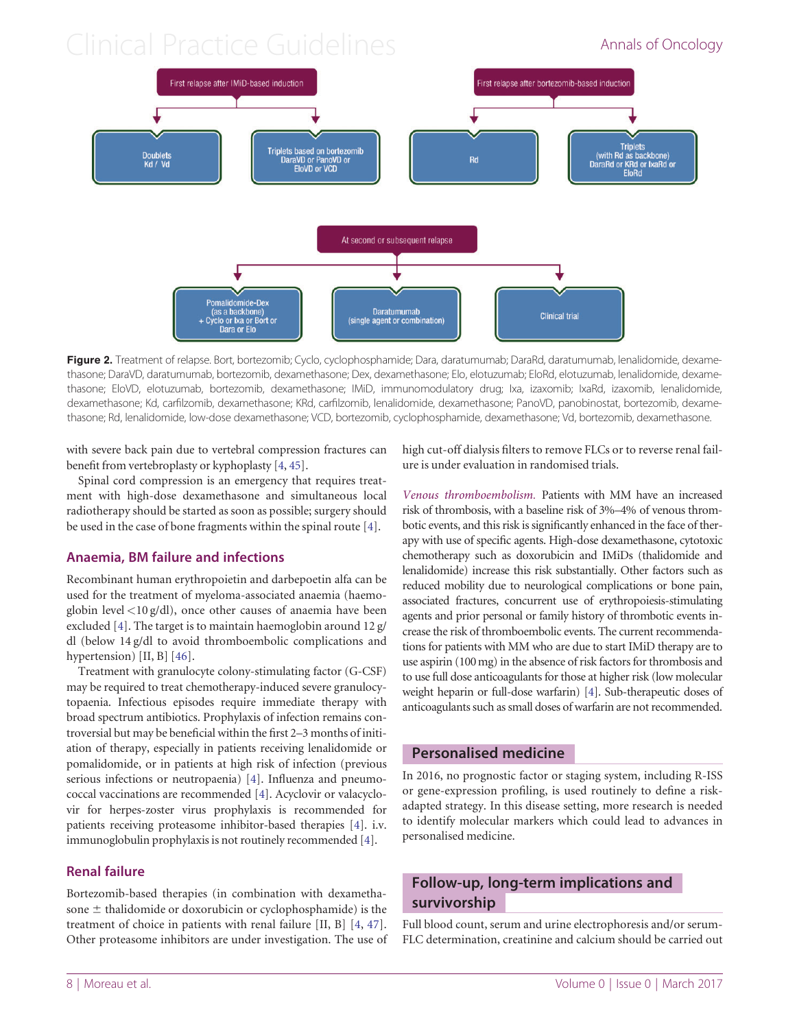First relapse after IMiD-based induction

- Doublets Kd / Vd
- Triplets based on bortezomib DaraVD or PanoVD or EloVD or VCD

First relapse after bortezomib-based induction

- Rd
- Triplets (with Rd as backbone) DaraRd or KRd or IxaRd or EloRd

At second or subsequent relapse

- Pomalidomide-Dex (as a backbone) + Cyclo or Ixa or Bort or Dara or Elo
- Daratumumab (single agent or combination)
- Clinical trial

**Figure 2.** Treatment of relapse. Bort, bortezomib; Cyclo, cyclophosphamide; Dara, daratumumab; DaraRd, daratumumab, lenalidomide, dexamethasone; DaraVD, daratumumab, bortezomib, dexamethasone; Dex, dexamethasone; Elo, elotuzumab; EloRd, elotuzumab, lenalidomide, dexamethasone; EloVD, elotuzumab, bortezomib, dexamethasone; IMiD, immunomodulatory drug; Ixa, izaxomib; IxaRd, izaxomib, lenalidomide, dexamethasone; Kd, carfilzomib, dexamethasone; KRd, carfilzomib, lenalidomide, dexamethasone; PanoVD, panobinostat, bortezomib, dexamethasone; Rd, lenalidomide, low-dose dexamethasone; VCD, bortezomib, cyclophosphamide, dexamethasone; Vd, bortezomib, dexamethasone.

with severe back pain due to vertebral compression fractures can benefit from vertebroplasty or kyphoplasty [4, 45].

Spinal cord compression is an emergency that requires treatment with high-dose dexamethasone and simultaneous local radiotherapy should be started as soon as possible; surgery should be used in the case of bone fragments within the spinal route [4].

## Anaemia, BM failure and infections

Recombinant human erythropoietin and darbepoetin alfa can be used for the treatment of myeloma-associated anaemia (haemoglobin level <10 g/dl), once other causes of anaemia have been excluded [4]. The target is to maintain haemoglobin around 12 g/dl (below 14 g/dl to avoid thromboembolic complications and hypertension) [II, B] [46].

Treatment with granulocyte colony-stimulating factor (G-CSF) may be required to treat chemotherapy-induced severe granulocytopaenia. Infectious episodes require immediate therapy with broad spectrum antibiotics. Prophylaxis of infection remains controversial but may be beneficial within the first 2–3 months of initiation of therapy, especially in patients receiving lenalidomide or pomalidomide, or in patients at high risk of infection (previous serious infections or neutropaenia) [4]. Influenza and pneumococcal vaccinations are recommended [4]. Acyclovir or valacyclovir for herpes-zoster virus prophylaxis is recommended for patients receiving proteasome inhibitor-based therapies [4]. i.v. immunoglobulin prophylaxis is not routinely recommended [4].

## Renal failure

Bortezomib-based therapies (in combination with dexamethasone ± thalidomide or doxorubicin or cyclophosphamide) is the treatment of choice in patients with renal failure [II, B] [4, 47]. Other proteasome inhibitors are under investigation. The use of high cut-off dialysis filters to remove FLCs or to reverse renal failure is under evaluation in randomised trials.

*Venous thromboembolism.* Patients with MM have an increased risk of thrombosis, with a baseline risk of 3%–4% of venous thrombotic events, and this risk is significantly enhanced in the face of therapy with use of specific agents. High-dose dexamethasone, cytotoxic chemotherapy such as doxorubicin and IMiDs (thalidomide and lenalidomide) increase this risk substantially. Other factors such as reduced mobility due to neurological complications or bone pain, associated fractures, concurrent use of erythropoiesis-stimulating agents and prior personal or family history of thrombotic events increase the risk of thromboembolic events. The current recommendations for patients with MM who are due to start IMiD therapy are to use aspirin (100 mg) in the absence of risk factors for thrombosis and to use full dose anticoagulants for those at higher risk (low molecular weight heparin or full-dose warfarin) [4]. Sub-therapeutic doses of anticoagulants such as small doses of warfarin are not recommended.

# Personalised medicine

In 2016, no prognostic factor or staging system, including R-ISS or gene-expression profiling, is used routinely to define a risk-adapted strategy. In this disease setting, more research is needed to identify molecular markers which could lead to advances in personalised medicine.

# Follow-up, long-term implications and survivorship

Full blood count, serum and urine electrophoresis and/or serum-FLC determination, creatinine and calcium should be carried out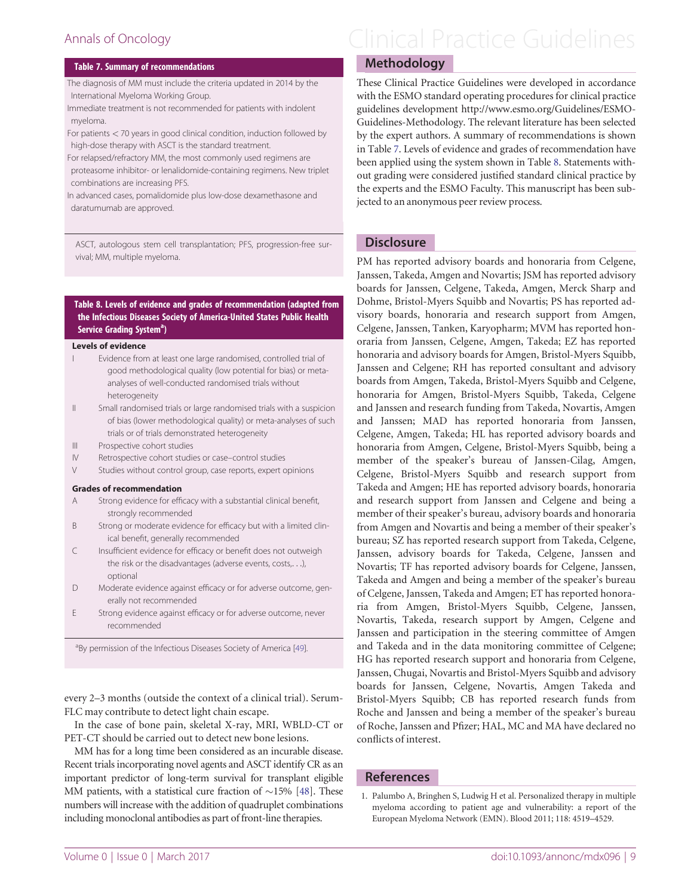**Table 7. Summary of recommendations**

| |
|---|
| The diagnosis of MM must include the criteria updated in 2014 by the International Myeloma Working Group. |
| Immediate treatment is not recommended for patients with indolent myeloma. |
| For patients < 70 years in good clinical condition, induction followed by high-dose therapy with ASCT is the standard treatment. |
| For relapsed/refractory MM, the most commonly used regimens are proteasome inhibitor- or lenalidomide-containing regimens. New triplet combinations are increasing PFS. |
| In advanced cases, pomalidomide plus low-dose dexamethasone and daratumumab are approved. |

ASCT, autologous stem cell transplantation; PFS, progression-free survival; MM, multiple myeloma.

**Table 8. Levels of evidence and grades of recommendation (adapted from the Infectious Diseases Society of America-United States Public Health Service Grading System[a])**

| | |
|---|---|
| **Levels of evidence** | |
| I | Evidence from at least one large randomised, controlled trial of good methodological quality (low potential for bias) or meta-analyses of well-conducted randomised trials without heterogeneity |
| II | Small randomised trials or large randomised trials with a suspicion of bias (lower methodological quality) or meta-analyses of such trials or of trials demonstrated heterogeneity |
| III | Prospective cohort studies |
| IV | Retrospective cohort studies or case–control studies |
| V | Studies without control group, case reports, expert opinions |
| **Grades of recommendation** | |
| A | Strong evidence for efficacy with a substantial clinical benefit, strongly recommended |
| B | Strong or moderate evidence for efficacy but with a limited clinical benefit, generally recommended |
| C | Insufficient evidence for efficacy or benefit does not outweigh the risk or the disadvantages (adverse events, costs,...), optional |
| D | Moderate evidence against efficacy or for adverse outcome, generally not recommended |
| E | Strong evidence against efficacy or for adverse outcome, never recommended |

[a]By permission of the Infectious Diseases Society of America [49].

every 2–3 months (outside the context of a clinical trial). Serum-FLC may contribute to detect light chain escape.

In the case of bone pain, skeletal X-ray, MRI, WBLD-CT or PET-CT should be carried out to detect new bone lesions.

MM has for a long time been considered as an incurable disease. Recent trials incorporating novel agents and ASCT identify CR as an important predictor of long-term survival for transplant eligible MM patients, with a statistical cure fraction of ~15% [48]. These numbers will increase with the addition of quadruplet combinations including monoclonal antibodies as part of front-line therapies.

## Methodology

These Clinical Practice Guidelines were developed in accordance with the ESMO standard operating procedures for clinical practice guidelines development http://www.esmo.org/Guidelines/ESMO-Guidelines-Methodology. The relevant literature has been selected by the expert authors. A summary of recommendations is shown in Table 7. Levels of evidence and grades of recommendation have been applied using the system shown in Table 8. Statements without grading were considered justified standard clinical practice by the experts and the ESMO Faculty. This manuscript has been subjected to an anonymous peer review process.

## Disclosure

PM has reported advisory boards and honoraria from Celgene, Janssen, Takeda, Amgen and Novartis; JSM has reported advisory boards for Janssen, Celgene, Takeda, Amgen, Merck Sharp and Dohme, Bristol-Myers Squibb and Novartis; PS has reported advisory boards, honoraria and research support from Amgen, Celgene, Janssen, Tanken, Karyopharm; MVM has reported honoraria from Janssen, Celgene, Amgen, Takeda; EZ has reported honoraria and advisory boards for Amgen, Bristol-Myers Squibb, Janssen and Celgene; RH has reported consultant and advisory boards from Amgen, Takeda, Bristol-Myers Squibb and Celgene, honoraria for Amgen, Bristol-Myers Squibb, Takeda, Celgene and Janssen and research funding from Takeda, Novartis, Amgen and Janssen; MAD has reported honoraria from Janssen, Celgene, Amgen, Takeda; HL has reported advisory boards and honoraria from Amgen, Celgene, Bristol-Myers Squibb, being a member of the speaker's bureau of Janssen-Cilag, Amgen, Celgene, Bristol-Myers Squibb and research support from Takeda and Amgen; HE has reported advisory boards, honoraria and research support from Janssen and Celgene and being a member of their speaker's bureau, advisory boards and honoraria from Amgen and Novartis and being a member of their speaker's bureau; SZ has reported research support from Takeda, Celgene, Janssen, advisory boards for Takeda, Celgene, Janssen and Novartis; TF has reported advisory boards for Celgene, Janssen, Takeda and Amgen and being a member of the speaker's bureau of Celgene, Janssen, Takeda and Amgen; ET has reported honoraria from Amgen, Bristol-Myers Squibb, Celgene, Janssen, Novartis, Takeda, research support by Amgen, Celgene and Janssen and participation in the steering committee of Amgen and Takeda and in the data monitoring committee of Celgene; HG has reported research support and honoraria from Celgene, Janssen, Chugai, Novartis and Bristol-Myers Squibb and advisory boards for Janssen, Celgene, Novartis, Amgen Takeda and Bristol-Myers Squibb; CB has reported research funds from Roche and Janssen and being a member of the speaker's bureau of Roche, Janssen and Pfizer; HAL, MC and MA have declared no conflicts of interest.

## References

1. Palumbo A, Bringhen S, Ludwig H et al. Personalized therapy in multiple myeloma according to patient age and vulnerability: a report of the European Myeloma Network (EMN). Blood 2011; 118: 4519–4529.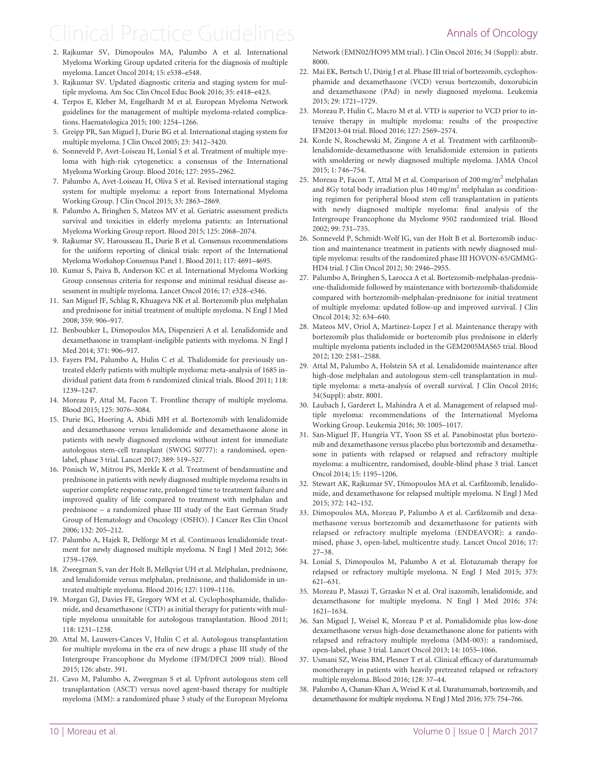2. Rajkumar SV, Dimopoulos MA, Palumbo A et al. International Myeloma Working Group updated criteria for the diagnosis of multiple myeloma. Lancet Oncol 2014; 15: e538–e548.
3. Rajkumar SV. Updated diagnostic criteria and staging system for multiple myeloma. Am Soc Clin Oncol Educ Book 2016; 35: e418–e423.
4. Terpos E, Kleber M, Engelhardt M et al. European Myeloma Network guidelines for the management of multiple myeloma-related complications. Haematologica 2015; 100: 1254–1266.
5. Greipp PR, San Miguel J, Durie BG et al. International staging system for multiple myeloma. J Clin Oncol 2005; 23: 3412–3420.
6. Sonneveld P, Avet-Loiseau H, Lonial S et al. Treatment of multiple myeloma with high-risk cytogenetics: a consensus of the International Myeloma Working Group. Blood 2016; 127: 2955–2962.
7. Palumbo A, Avet-Loiseau H, Oliva S et al. Revised international staging system for multiple myeloma: a report from International Myeloma Working Group. J Clin Oncol 2015; 33: 2863–2869.
8. Palumbo A, Bringhen S, Mateos MV et al. Geriatric assessment predicts survival and toxicities in elderly myeloma patients: an International Myeloma Working Group report. Blood 2015; 125: 2068–2074.
9. Rajkumar SV, Harousseau JL, Durie B et al. Consensus recommendations for the uniform reporting of clinical trials: report of the International Myeloma Workshop Consensus Panel 1. Blood 2011; 117: 4691–4695.
10. Kumar S, Paiva B, Anderson KC et al. International Myeloma Working Group consensus criteria for response and minimal residual disease assessment in multiple myeloma. Lancet Oncol 2016; 17: e328–e346.
11. San Miguel JF, Schlag R, Khuageva NK et al. Bortezomib plus melphalan and prednisone for initial treatment of multiple myeloma. N Engl J Med 2008; 359: 906–917.
12. Benboubker L, Dimopoulos MA, Dispenzieri A et al. Lenalidomide and dexamethasone in transplant-ineligible patients with myeloma. N Engl J Med 2014; 371: 906–917.
13. Fayers PM, Palumbo A, Hulin C et al. Thalidomide for previously untreated elderly patients with multiple myeloma: meta-analysis of 1685 individual patient data from 6 randomized clinical trials. Blood 2011; 118: 1239–1247.
14. Moreau P, Attal M, Facon T. Frontline therapy of multiple myeloma. Blood 2015; 125: 3076–3084.
15. Durie BG, Hoering A, Abidi MH et al. Bortezomib with lenalidomide and dexamethasone versus lenalidomide and dexamethasone alone in patients with newly diagnosed myeloma without intent for immediate autologous stem-cell transplant (SWOG S0777): a randomised, open-label, phase 3 trial. Lancet 2017; 389: 519–527.
16. Pönisch W, Mitrou PS, Merkle K et al. Treatment of bendamustine and prednisone in patients with newly diagnosed multiple myeloma results in superior complete response rate, prolonged time to treatment failure and improved quality of life compared to treatment with melphalan and prednisone – a randomized phase III study of the East German Study Group of Hematology and Oncology (OSHO). J Cancer Res Clin Oncol 2006; 132: 205–212.
17. Palumbo A, Hajek R, Delforge M et al. Continuous lenalidomide treatment for newly diagnosed multiple myeloma. N Engl J Med 2012; 366: 1759–1769.
18. Zweegman S, van der Holt B, Mellqvist UH et al. Melphalan, prednisone, and lenalidomide versus melphalan, prednisone, and thalidomide in untreated multiple myeloma. Blood 2016; 127: 1109–1116.
19. Morgan GJ, Davies FE, Gregory WM et al. Cyclophosphamide, thalidomide, and dexamethasone (CTD) as initial therapy for patients with multiple myeloma unsuitable for autologous transplantation. Blood 2011; 118: 1231–1238.
20. Attal M, Lauwers-Cances V, Hulin C et al. Autologous transplantation for multiple myeloma in the era of new drugs: a phase III study of the Intergroupe Francophone du Myelome (IFM/DFCI 2009 trial). Blood 2015; 126: abstr. 391.
21. Cavo M, Palumbo A, Zweegman S et al. Upfront autologous stem cell transplantation (ASCT) versus novel agent-based therapy for multiple myeloma (MM): a randomized phase 3 study of the European Myeloma Network (EMN02/HO95 MM trial). J Clin Oncol 2016; 34 (Suppl): abstr. 8000.
22. Mai EK, Bertsch U, Dürig J et al. Phase III trial of bortezomib, cyclophosphamide and dexamethasone (VCD) versus bortezomib, doxorubicin and dexamethasone (PAd) in newly diagnosed myeloma. Leukemia 2015; 29: 1721–1729.
23. Moreau P, Hulin C, Macro M et al. VTD is superior to VCD prior to intensive therapy in multiple myeloma: results of the prospective IFM2013-04 trial. Blood 2016; 127: 2569–2574.
24. Korde N, Roschewski M, Zingone A et al. Treatment with carfilzomib-lenalidomide-dexamethasone with lenalidomide extension in patients with smoldering or newly diagnosed multiple myeloma. JAMA Oncol 2015; 1: 746–754.
25. Moreau P, Facon T, Attal M et al. Comparison of 200 mg/m$^2$ melphalan and 8Gy total body irradiation plus 140 mg/m$^2$ melphalan as conditioning regimen for peripheral blood stem cell transplantation in patients with newly diagnosed multiple myeloma: final analysis of the Intergroupe Francophone du Myelome 9502 randomized trial. Blood 2002; 99: 731–735.
26. Sonneveld P, Schmidt-Wolf IG, van der Holt B et al. Bortezomib induction and maintenance treatment in patients with newly diagnosed multiple myeloma: results of the randomized phase III HOVON-65/GMMG-HD4 trial. J Clin Oncol 2012; 30: 2946–2955.
27. Palumbo A, Bringhen S, Larocca A et al. Bortezomib-melphalan-prednisone-thalidomide followed by maintenance with bortezomib-thalidomide compared with bortezomib-melphalan-prednisone for initial treatment of multiple myeloma: updated follow-up and improved survival. J Clin Oncol 2014; 32: 634–640.
28. Mateos MV, Oriol A, Martinez-Lopez J et al. Maintenance therapy with bortezomib plus thalidomide or bortezomib plus prednisone in elderly multiple myeloma patients included in the GEM2005MAS65 trial. Blood 2012; 120: 2581–2588.
29. Attal M, Palumbo A, Holstein SA et al. Lenalidomide maintenance after high-dose melphalan and autologous stem-cell transplantation in multiple myeloma: a meta-analysis of overall survival. J Clin Oncol 2016; 34(Suppl): abstr. 8001.
30. Laubach J, Garderet L, Mahindra A et al. Management of relapsed multiple myeloma: recommendations of the International Myeloma Working Group. Leukemia 2016; 30: 1005–1017.
31. San-Miguel JF, Hungria VT, Yoon SS et al. Panobinostat plus bortezomib and dexamethasone versus placebo plus bortezomib and dexamethasone in patients with relapsed or relapsed and refractory multiple myeloma: a multicentre, randomised, double-blind phase 3 trial. Lancet Oncol 2014; 15: 1195–1206.
32. Stewart AK, Rajkumar SV, Dimopoulos MA et al. Carfilzomib, lenalidomide, and dexamethasone for relapsed multiple myeloma. N Engl J Med 2015; 372: 142–152.
33. Dimopoulos MA, Moreau P, Palumbo A et al. Carfilzomib and dexamethasone versus bortezomib and dexamethasone for patients with relapsed or refractory multiple myeloma (ENDEAVOR): a randomised, phase 3, open-label, multicentre study. Lancet Oncol 2016; 17: 27–38.
34. Lonial S, Dimopoulos M, Palumbo A et al. Elotuzumab therapy for relapsed or refractory multiple myeloma. N Engl J Med 2015; 373: 621–631.
35. Moreau P, Masszi T, Grzasko N et al. Oral ixazomib, lenalidomide, and dexamethasone for multiple myeloma. N Engl J Med 2016; 374: 1621–1634.
36. San Miguel J, Weisel K, Moreau P et al. Pomalidomide plus low-dose dexamethasone versus high-dose dexamethasone alone for patients with relapsed and refractory multiple myeloma (MM-003): a randomised, open-label, phase 3 trial. Lancet Oncol 2013; 14: 1055–1066.
37. Usmani SZ, Weiss BM, Plesner T et al. Clinical efficacy of daratumumab monotherapy in patients with heavily pretreated relapsed or refractory multiple myeloma. Blood 2016; 128: 37–44.
38. Palumbo A, Chanan-Khan A, Weisel K et al. Daratumumab, bortezomib, and dexamethasone for multiple myeloma. N Engl J Med 2016; 375: 754–766.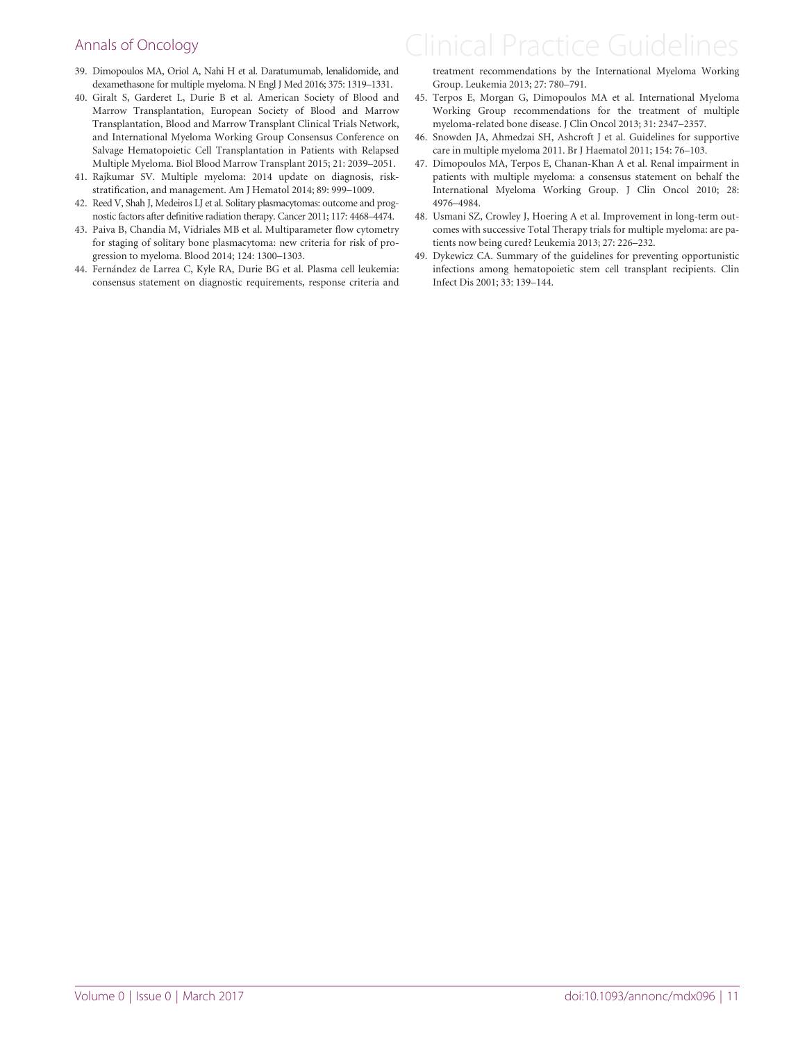39. Dimopoulos MA, Oriol A, Nahi H et al. Daratumumab, lenalidomide, and dexamethasone for multiple myeloma. N Engl J Med 2016; 375: 1319–1331.
40. Giralt S, Garderet L, Durie B et al. American Society of Blood and Marrow Transplantation, European Society of Blood and Marrow Transplantation, Blood and Marrow Transplant Clinical Trials Network, and International Myeloma Working Group Consensus Conference on Salvage Hematopoietic Cell Transplantation in Patients with Relapsed Multiple Myeloma. Biol Blood Marrow Transplant 2015; 21: 2039–2051.
41. Rajkumar SV. Multiple myeloma: 2014 update on diagnosis, risk-stratification, and management. Am J Hematol 2014; 89: 999–1009.
42. Reed V, Shah J, Medeiros LJ et al. Solitary plasmacytomas: outcome and prognostic factors after definitive radiation therapy. Cancer 2011; 117: 4468–4474.
43. Paiva B, Chandia M, Vidriales MB et al. Multiparameter flow cytometry for staging of solitary bone plasmacytoma: new criteria for risk of progression to myeloma. Blood 2014; 124: 1300–1303.
44. Fernández de Larrea C, Kyle RA, Durie BG et al. Plasma cell leukemia: consensus statement on diagnostic requirements, response criteria and treatment recommendations by the International Myeloma Working Group. Leukemia 2013; 27: 780–791.
45. Terpos E, Morgan G, Dimopoulos MA et al. International Myeloma Working Group recommendations for the treatment of multiple myeloma-related bone disease. J Clin Oncol 2013; 31: 2347–2357.
46. Snowden JA, Ahmedzai SH, Ashcroft J et al. Guidelines for supportive care in multiple myeloma 2011. Br J Haematol 2011; 154: 76–103.
47. Dimopoulos MA, Terpos E, Chanan-Khan A et al. Renal impairment in patients with multiple myeloma: a consensus statement on behalf the International Myeloma Working Group. J Clin Oncol 2010; 28: 4976–4984.
48. Usmani SZ, Crowley J, Hoering A et al. Improvement in long-term outcomes with successive Total Therapy trials for multiple myeloma: are patients now being cured? Leukemia 2013; 27: 226–232.
49. Dykewicz CA. Summary of the guidelines for preventing opportunistic infections among hematopoietic stem cell transplant recipients. Clin Infect Dis 2001; 33: 139–144.